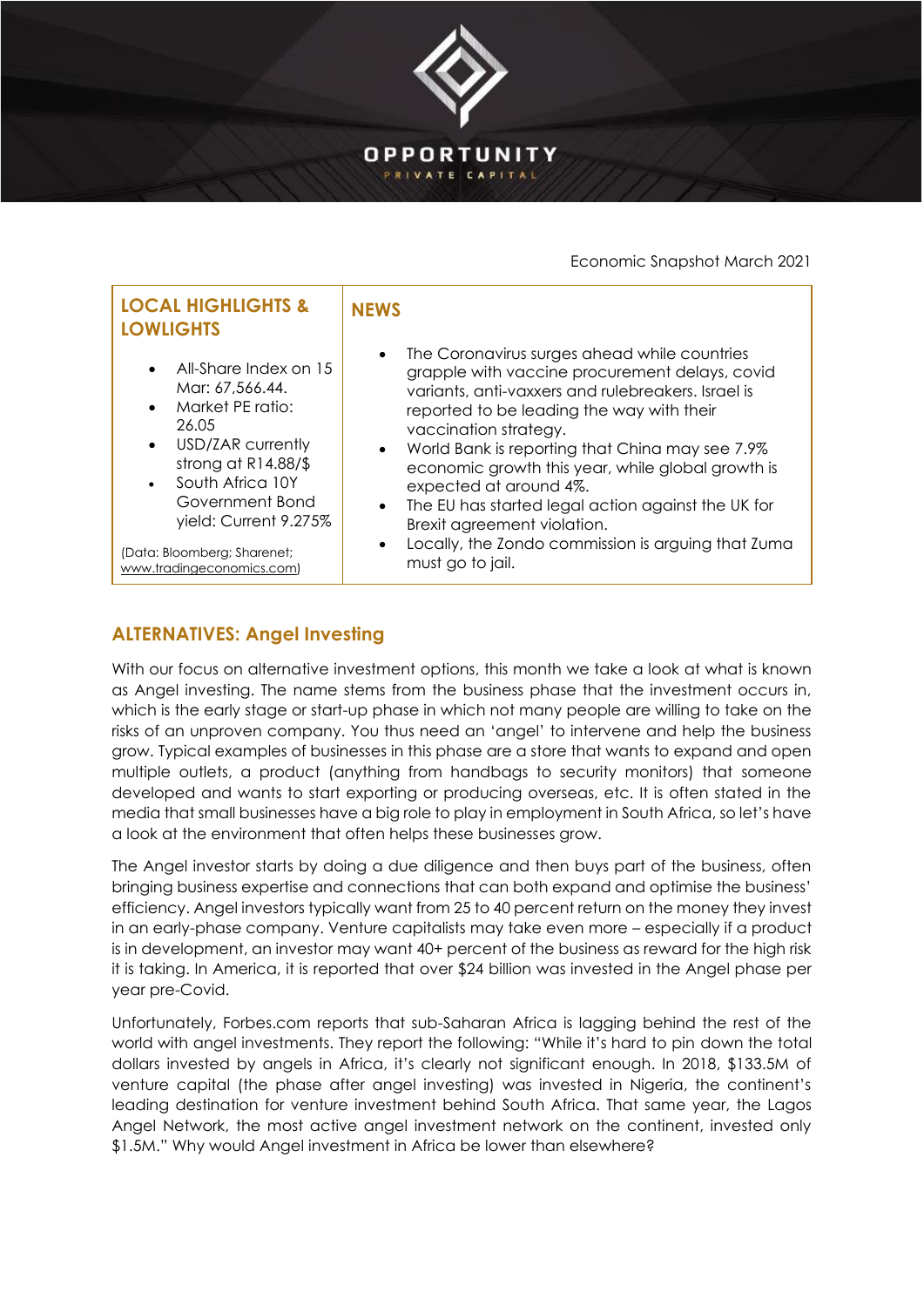OPPORTUNITY

PRIVATE CAPITAL

Economic Snapshot March 2021

| LOCAL HIGHLIGHTS & LOWLIGHTS | NEWS |
| --- | --- |
| • All-Share Index on 15 Mar: 67,566.44.<br>• Market PE ratio: 26.05<br>• USD/ZAR currently strong at R14.88/$<br>• South Africa 10Y Government Bond yield: Current 9.275%<br><br>(Data: Bloomberg; Sharenet; www.tradingeconomics.com) | • The Coronavirus surges ahead while countries grapple with vaccine procurement delays, covid variants, anti-vaxxers and rulebreakers. Israel is reported to be leading the way with their vaccination strategy.<br>• World Bank is reporting that China may see 7.9% economic growth this year, while global growth is expected at around 4%.<br>• The EU has started legal action against the UK for Brexit agreement violation.<br>• Locally, the Zondo commission is arguing that Zuma must go to jail. |

## ALTERNATIVES: Angel Investing

With our focus on alternative investment options, this month we take a look at what is known as Angel investing. The name stems from the business phase that the investment occurs in, which is the early stage or start-up phase in which not many people are willing to take on the risks of an unproven company. You thus need an 'angel' to intervene and help the business grow. Typical examples of businesses in this phase are a store that wants to expand and open multiple outlets, a product (anything from handbags to security monitors) that someone developed and wants to start exporting or producing overseas, etc. It is often stated in the media that small businesses have a big role to play in employment in South Africa, so let's have a look at the environment that often helps these businesses grow.

The Angel investor starts by doing a due diligence and then buys part of the business, often bringing business expertise and connections that can both expand and optimise the business' efficiency. Angel investors typically want from 25 to 40 percent return on the money they invest in an early-phase company. Venture capitalists may take even more – especially if a product is in development, an investor may want 40+ percent of the business as reward for the high risk it is taking. In America, it is reported that over $24 billion was invested in the Angel phase per year pre-Covid.

Unfortunately, Forbes.com reports that sub-Saharan Africa is lagging behind the rest of the world with angel investments. They report the following: "While it's hard to pin down the total dollars invested by angels in Africa, it's clearly not significant enough. In 2018, $133.5M of venture capital (the phase after angel investing) was invested in Nigeria, the continent's leading destination for venture investment behind South Africa. That same year, the Lagos Angel Network, the most active angel investment network on the continent, invested only $1.5M." Why would Angel investment in Africa be lower than elsewhere?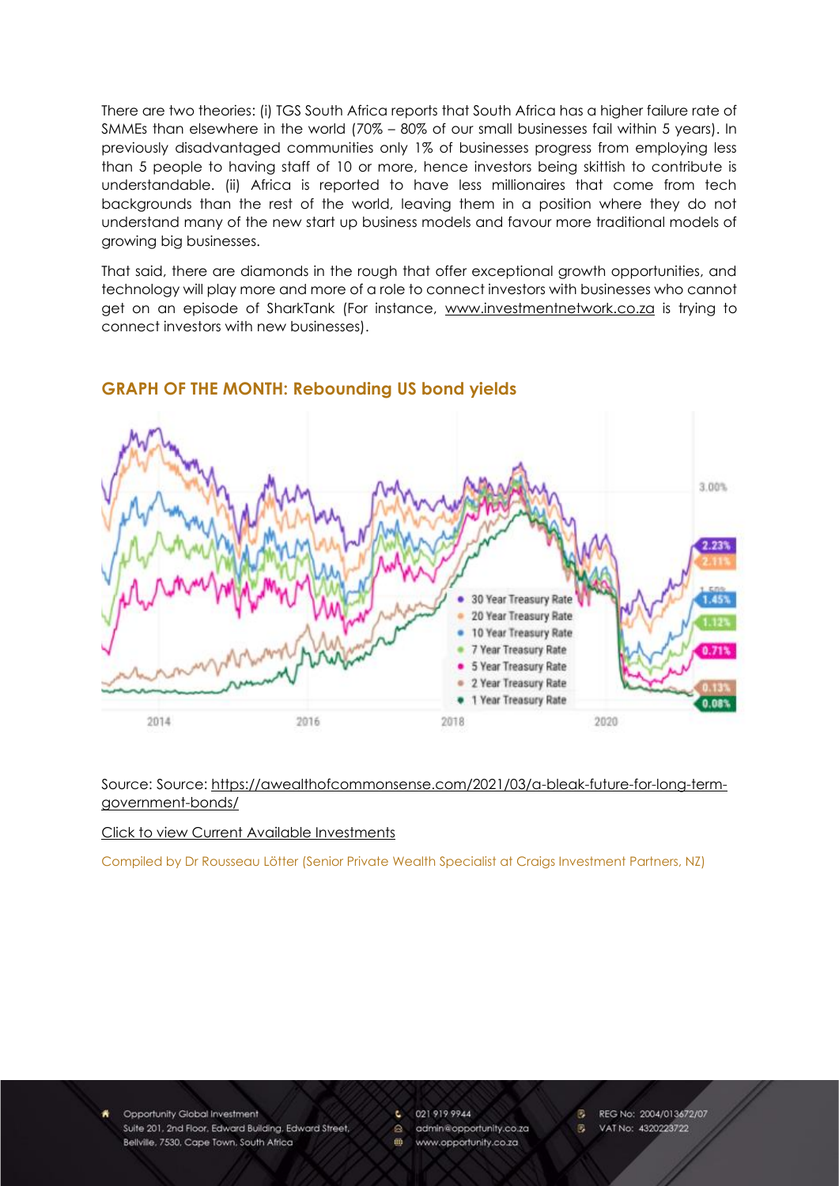There are two theories: (i) TGS South Africa reports that South Africa has a higher failure rate of SMMEs than elsewhere in the world (70% – 80% of our small businesses fail within 5 years). In previously disadvantaged communities only 1% of businesses progress from employing less than 5 people to having staff of 10 or more, hence investors being skittish to contribute is understandable. (ii) Africa is reported to have less millionaires that come from tech backgrounds than the rest of the world, leaving them in a position where they do not understand many of the new start up business models and favour more traditional models of growing big businesses.

That said, there are diamonds in the rough that offer exceptional growth opportunities, and technology will play more and more of a role to connect investors with businesses who cannot get on an episode of SharkTank (For instance, www.investmentnetwork.co.za is trying to connect investors with new businesses).

## GRAPH OF THE MONTH: Rebounding US bond yields

3.00%

2.23%

2.11%

1.45%

1.12%

0.71%

0.13%

0.08%

30 Year Treasury Rate

20 Year Treasury Rate

10 Year Treasury Rate

7 Year Treasury Rate

5 Year Treasury Rate

2 Year Treasury Rate

1 Year Treasury Rate

2014 2016 2018 2020

Source: Source: https://awealthofcommonsense.com/2021/03/a-bleak-future-for-long-term-government-bonds/

Click to view Current Available Investments

Compiled by Dr Rousseau Lötter (Senior Private Wealth Specialist at Craigs Investment Partners, NZ)

Opportunity Global Investment
Suite 201, 2nd Floor, Edward Building, Edward Street, Bellville, 7530, Cape Town, South Africa

021 919 9944
admin@opportunity.co.za
www.opportunity.co.za

REG No: 2004/013672/07
VAT No: 4320223722